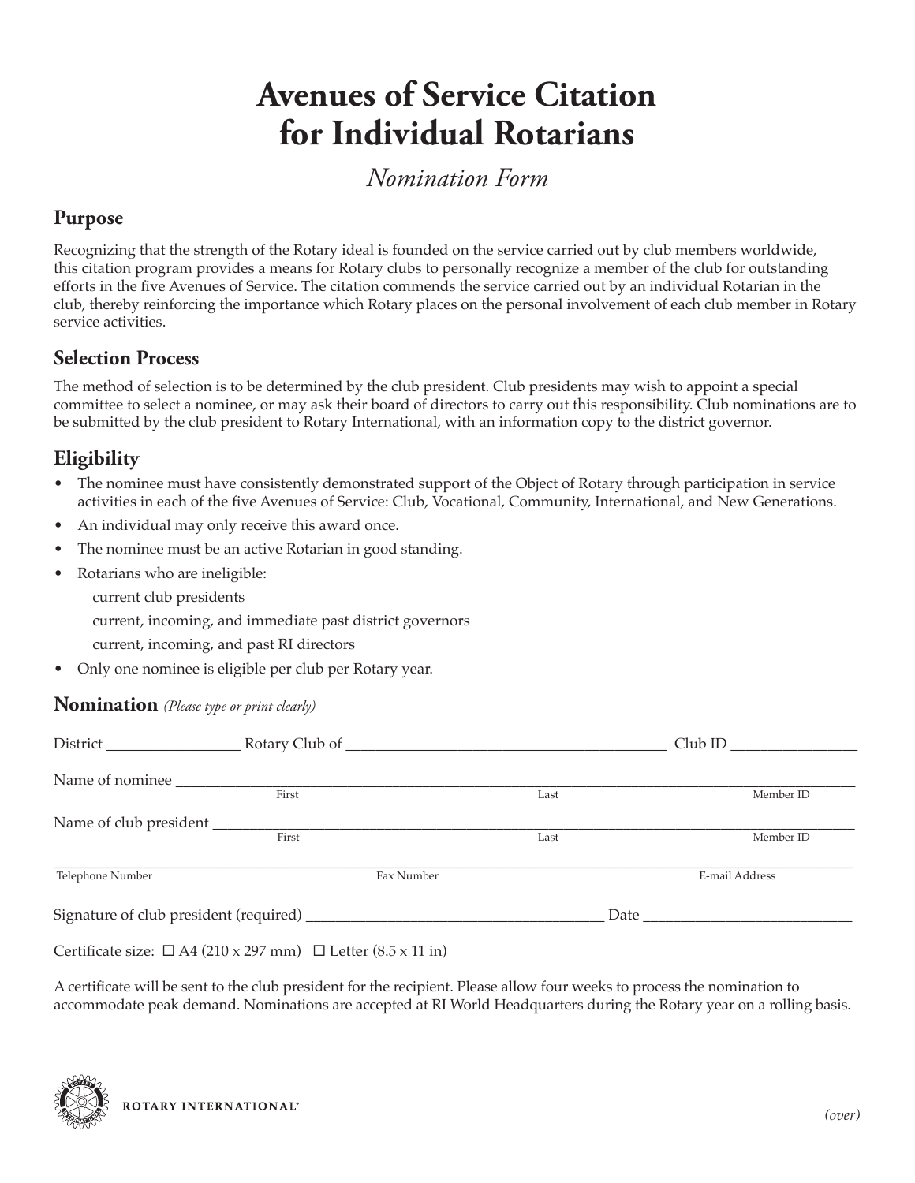# Avenues of Service Citation for Individual Rotarians

*Nomination Form*

## Purpose

Recognizing that the strength of the Rotary ideal is founded on the service carried out by club members worldwide, this citation program provides a means for Rotary clubs to personally recognize a member of the club for outstanding efforts in the five Avenues of Service. The citation commends the service carried out by an individual Rotarian in the club, thereby reinforcing the importance which Rotary places on the personal involvement of each club member in Rotary service activities.

## Selection Process

The method of selection is to be determined by the club president. Club presidents may wish to appoint a special committee to select a nominee, or may ask their board of directors to carry out this responsibility. Club nominations are to be submitted by the club president to Rotary International, with an information copy to the district governor.

## Eligibility

- The nominee must have consistently demonstrated support of the Object of Rotary through participation in service activities in each of the five Avenues of Service: Club, Vocational, Community, International, and New Generations.
- An individual may only receive this award once.
- The nominee must be an active Rotarian in good standing.
- Rotarians who are ineligible:
  - current club presidents
  - current, incoming, and immediate past district governors
  - current, incoming, and past RI directors
- Only one nominee is eligible per club per Rotary year.

## Nomination *(Please type or print clearly)*

District _________________ Rotary Club of _________________________________________ Club ID ________________

Name of nominee ______________________________________________________________________________
First Last Member ID

Name of club president ___________________________________________________________________________
First Last Member ID

______________________________________________________________________________________________
Telephone Number Fax Number E-mail Address

Signature of club president (required) _______________________________________ Date ___________________________

Certificate size: ☐ A4 (210 x 297 mm) ☐ Letter (8.5 x 11 in)

A certificate will be sent to the club president for the recipient. Please allow four weeks to process the nomination to accommodate peak demand. Nominations are accepted at RI World Headquarters during the Rotary year on a rolling basis.

ROTARY INTERNATIONAL®

*(over)*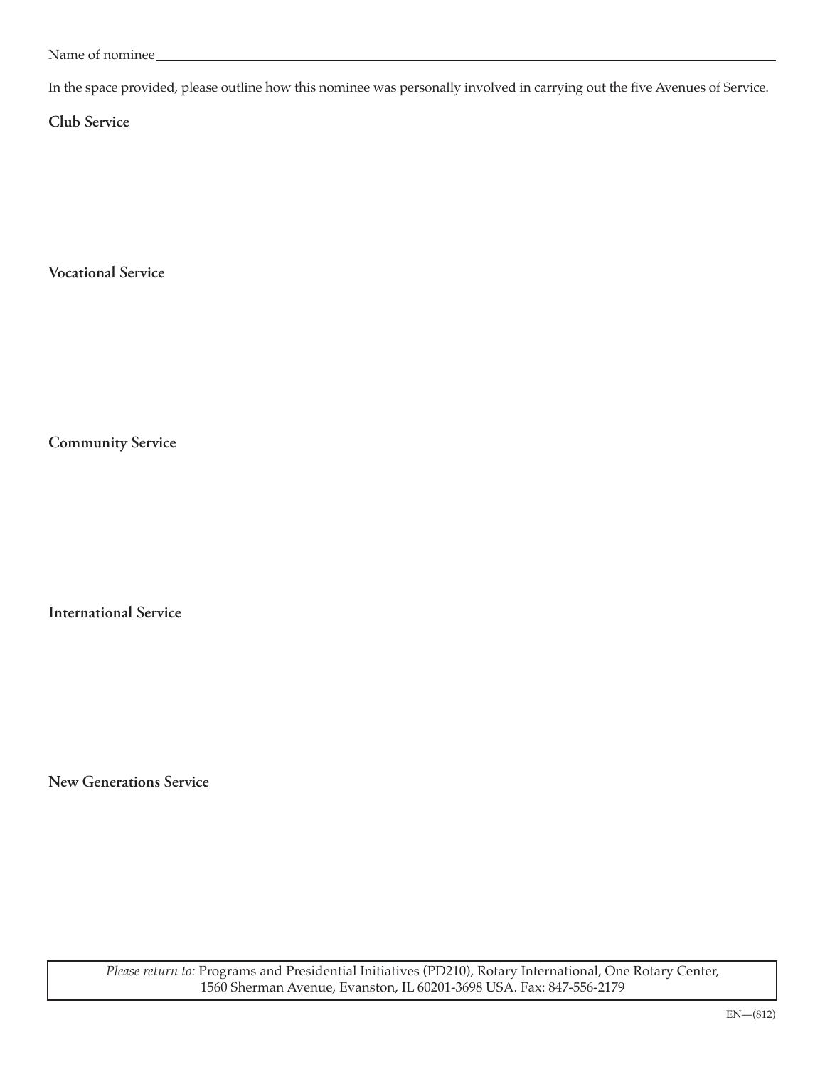Name of nominee ____________________________________________

In the space provided, please outline how this nominee was personally involved in carrying out the five Avenues of Service.

**Club Service**

**Vocational Service**

**Community Service**

**International Service**

**New Generations Service**

*Please return to:* Programs and Presidential Initiatives (PD210), Rotary International, One Rotary Center, 1560 Sherman Avenue, Evanston, IL 60201-3698 USA. Fax: 847-556-2179

EN—(812)